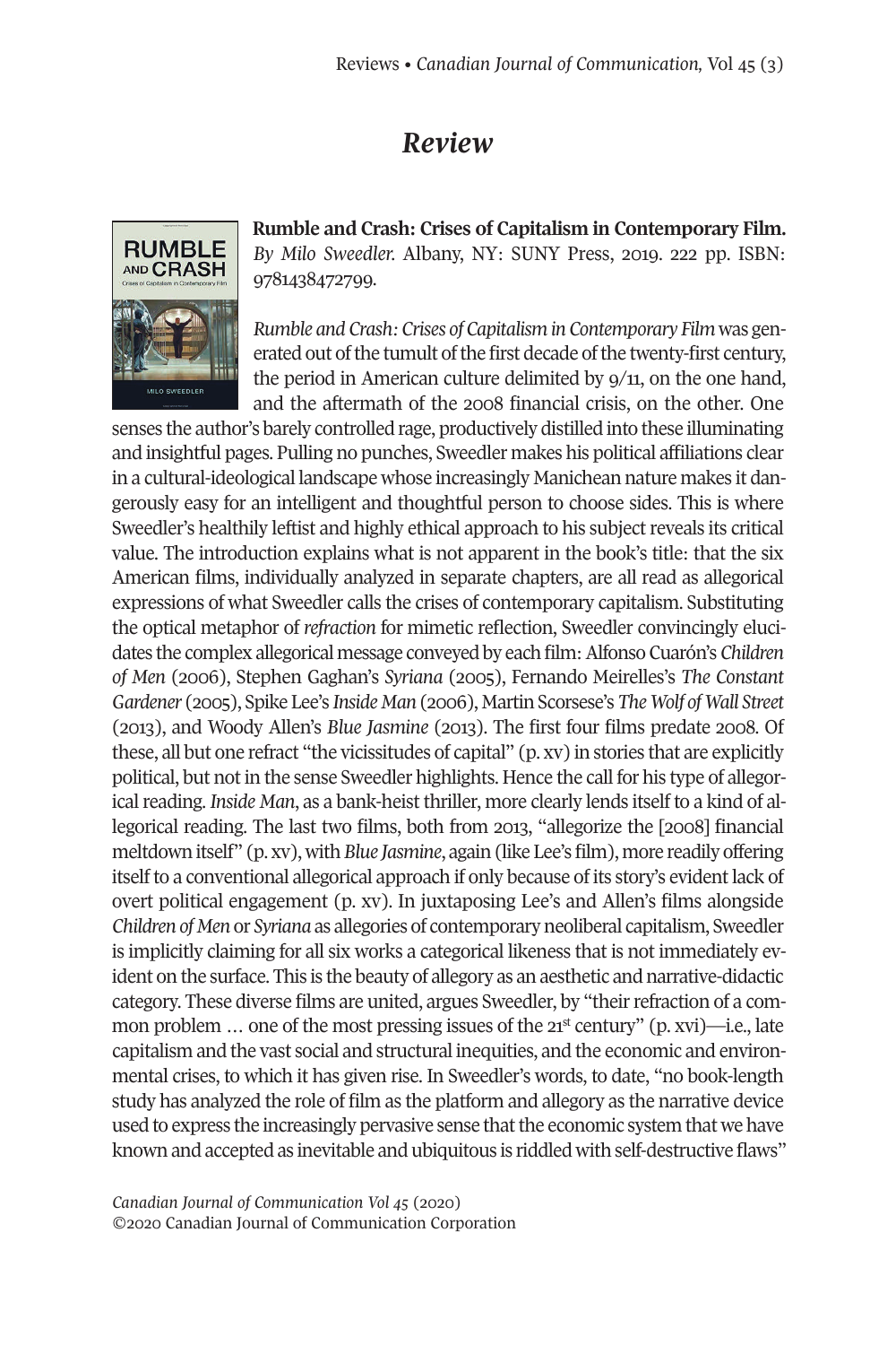# Review

**Rumble and Crash: Crises of Capitalism in Contemporary Film.** *By Milo Sweedler.* Albany, NY: SUNY Press, 2019. 222 pp. ISBN: 9781438472799.

*Rumble and Crash: Crises of Capitalism in Contemporary Film* was generated out of the tumult of the first decade of the twenty-first century, the period in American culture delimited by 9/11, on the one hand, and the aftermath of the 2008 financial crisis, on the other. One senses the author's barely controlled rage, productively distilled into these illuminating and insightful pages. Pulling no punches, Sweedler makes his political affiliations clear in a cultural-ideological landscape whose increasingly Manichean nature makes it dangerously easy for an intelligent and thoughtful person to choose sides. This is where Sweedler's healthily leftist and highly ethical approach to his subject reveals its critical value. The introduction explains what is not apparent in the book's title: that the six American films, individually analyzed in separate chapters, are all read as allegorical expressions of what Sweedler calls the crises of contemporary capitalism. Substituting the optical metaphor of *refraction* for mimetic reflection, Sweedler convincingly elucidates the complex allegorical message conveyed by each film: Alfonso Cuarón's *Children of Men* (2006), Stephen Gaghan's *Syriana* (2005), Fernando Meirelles's *The Constant Gardener* (2005), Spike Lee's *Inside Man* (2006), Martin Scorsese's *The Wolf of Wall Street* (2013), and Woody Allen's *Blue Jasmine* (2013). The first four films predate 2008. Of these, all but one refract "the vicissitudes of capital" (p. xv) in stories that are explicitly political, but not in the sense Sweedler highlights. Hence the call for his type of allegorical reading. *Inside Man*, as a bank-heist thriller, more clearly lends itself to a kind of allegorical reading. The last two films, both from 2013, "allegorize the [2008] financial meltdown itself" (p. xv), with *Blue Jasmine*, again (like Lee's film), more readily offering itself to a conventional allegorical approach if only because of its story's evident lack of overt political engagement (p. xv). In juxtaposing Lee's and Allen's films alongside *Children of Men* or *Syriana* as allegories of contemporary neoliberal capitalism, Sweedler is implicitly claiming for all six works a categorical likeness that is not immediately evident on the surface. This is the beauty of allegory as an aesthetic and narrative-didactic category. These diverse films are united, argues Sweedler, by "their refraction of a common problem … one of the most pressing issues of the 21st century" (p. xvi)—i.e., late capitalism and the vast social and structural inequities, and the economic and environmental crises, to which it has given rise. In Sweedler's words, to date, "no book-length study has analyzed the role of film as the platform and allegory as the narrative device used to express the increasingly pervasive sense that the economic system that we have known and accepted as inevitable and ubiquitous is riddled with self-destructive flaws"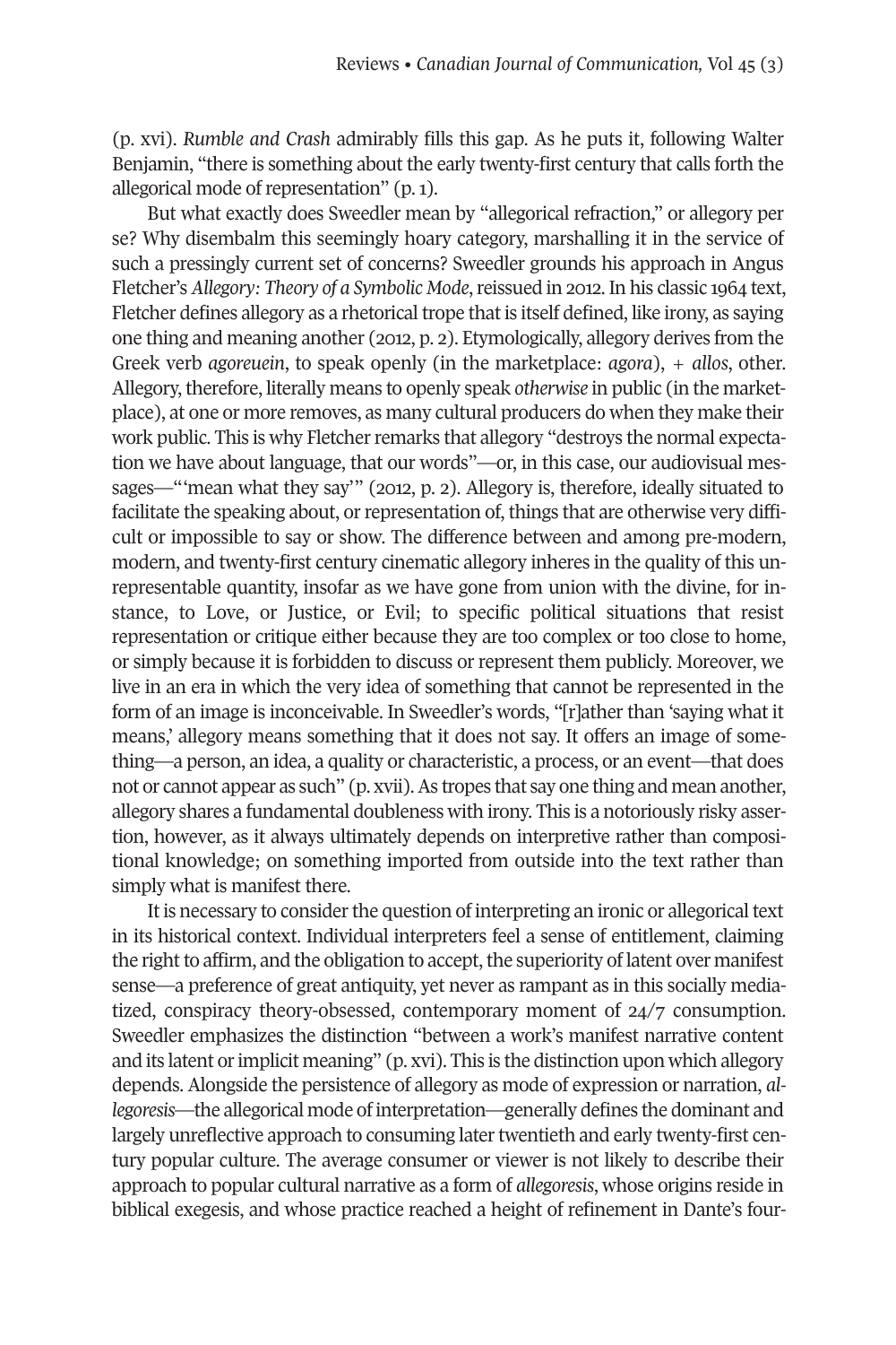(p. xvi). *Rumble and Crash* admirably fills this gap. As he puts it, following Walter Benjamin, "there is something about the early twenty-first century that calls forth the allegorical mode of representation" (p. 1).

But what exactly does Sweedler mean by "allegorical refraction," or allegory per se? Why disembalm this seemingly hoary category, marshalling it in the service of such a pressingly current set of concerns? Sweedler grounds his approach in Angus Fletcher's *Allegory: Theory of a Symbolic Mode*, reissued in 2012. In his classic 1964 text, Fletcher defines allegory as a rhetorical trope that is itself defined, like irony, as saying one thing and meaning another (2012, p. 2). Etymologically, allegory derives from the Greek verb *agoreuein*, to speak openly (in the marketplace: *agora*), + *allos*, other. Allegory, therefore, literally means to openly speak *otherwise* in public (in the marketplace), at one or more removes, as many cultural producers do when they make their work public. This is why Fletcher remarks that allegory "destroys the normal expectation we have about language, that our words"—or, in this case, our audiovisual messages—"'mean what they say'" (2012, p. 2). Allegory is, therefore, ideally situated to facilitate the speaking about, or representation of, things that are otherwise very difficult or impossible to say or show. The difference between and among pre-modern, modern, and twenty-first century cinematic allegory inheres in the quality of this unrepresentable quantity, insofar as we have gone from union with the divine, for instance, to Love, or Justice, or Evil; to specific political situations that resist representation or critique either because they are too complex or too close to home, or simply because it is forbidden to discuss or represent them publicly. Moreover, we live in an era in which the very idea of something that cannot be represented in the form of an image is inconceivable. In Sweedler's words, "[r]ather than 'saying what it means,' allegory means something that it does not say. It offers an image of something—a person, an idea, a quality or characteristic, a process, or an event—that does not or cannot appear as such" (p. xvii). As tropes that say one thing and mean another, allegory shares a fundamental doubleness with irony. This is a notoriously risky assertion, however, as it always ultimately depends on interpretive rather than compositional knowledge; on something imported from outside into the text rather than simply what is manifest there.

It is necessary to consider the question of interpreting an ironic or allegorical text in its historical context. Individual interpreters feel a sense of entitlement, claiming the right to affirm, and the obligation to accept, the superiority of latent over manifest sense—a preference of great antiquity, yet never as rampant as in this socially mediatized, conspiracy theory-obsessed, contemporary moment of 24/7 consumption. Sweedler emphasizes the distinction "between a work's manifest narrative content and its latent or implicit meaning" (p. xvi). This is the distinction upon which allegory depends. Alongside the persistence of allegory as mode of expression or narration, *allegoresis*—the allegorical mode of interpretation—generally defines the dominant and largely unreflective approach to consuming later twentieth and early twenty-first century popular culture. The average consumer or viewer is not likely to describe their approach to popular cultural narrative as a form of *allegoresis*, whose origins reside in biblical exegesis, and whose practice reached a height of refinement in Dante's four-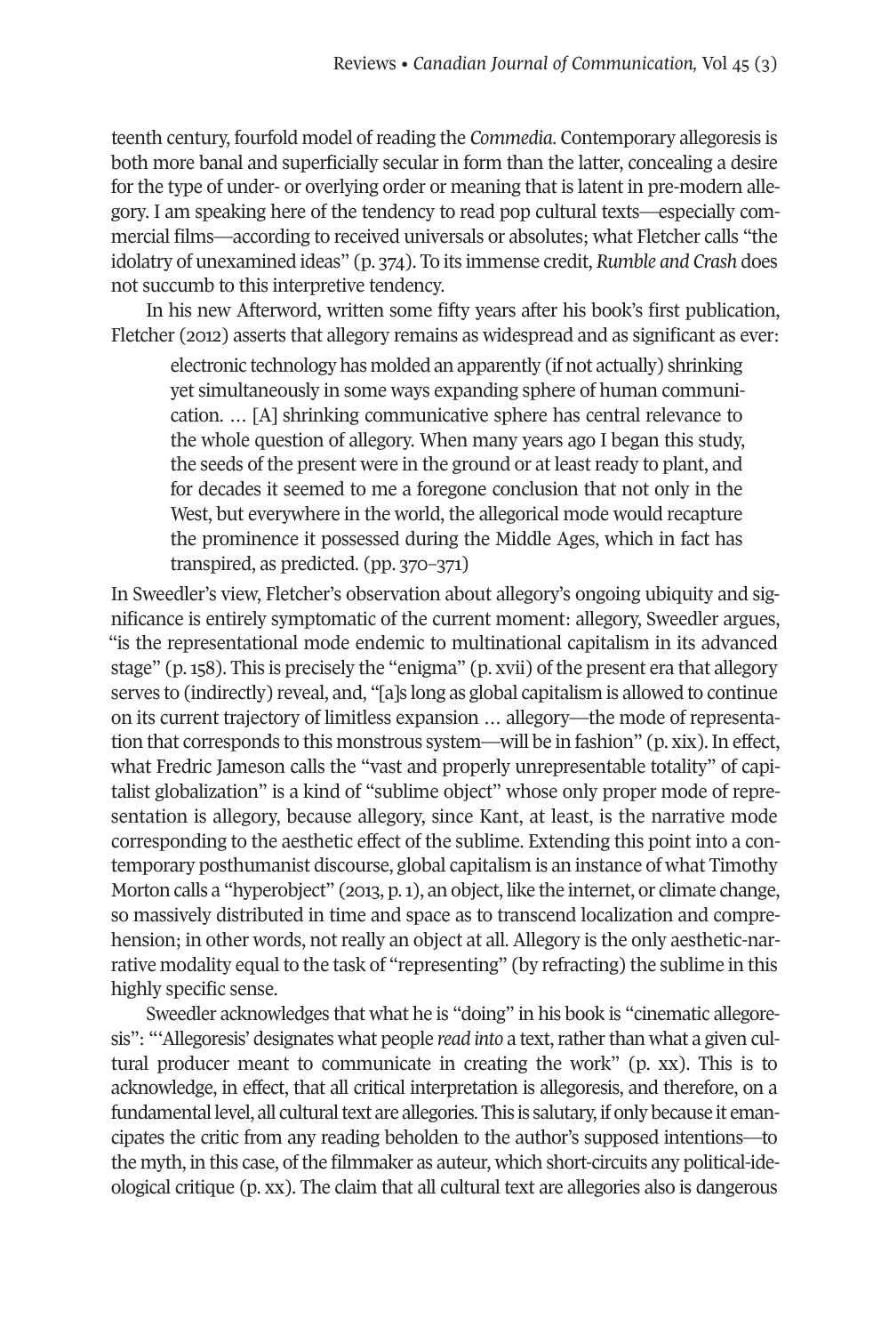teenth century, fourfold model of reading the *Commedia*. Contemporary allegoresis is both more banal and superficially secular in form than the latter, concealing a desire for the type of under- or overlying order or meaning that is latent in pre-modern allegory. I am speaking here of the tendency to read pop cultural texts—especially commercial films—according to received universals or absolutes; what Fletcher calls "the idolatry of unexamined ideas" (p. 374). To its immense credit, *Rumble and Crash* does not succumb to this interpretive tendency.

In his new Afterword, written some fifty years after his book's first publication, Fletcher (2012) asserts that allegory remains as widespread and as significant as ever:

> electronic technology has molded an apparently (if not actually) shrinking yet simultaneously in some ways expanding sphere of human communication. … [A] shrinking communicative sphere has central relevance to the whole question of allegory. When many years ago I began this study, the seeds of the present were in the ground or at least ready to plant, and for decades it seemed to me a foregone conclusion that not only in the West, but everywhere in the world, the allegorical mode would recapture the prominence it possessed during the Middle Ages, which in fact has transpired, as predicted. (pp. 370–371)

In Sweedler's view, Fletcher's observation about allegory's ongoing ubiquity and significance is entirely symptomatic of the current moment: allegory, Sweedler argues, "is the representational mode endemic to multinational capitalism in its advanced stage" (p. 158). This is precisely the "enigma" (p. xvii) of the present era that allegory serves to (indirectly) reveal, and, "[a]s long as global capitalism is allowed to continue on its current trajectory of limitless expansion … allegory—the mode of representation that corresponds to this monstrous system—will be in fashion" (p. xix). In effect, what Fredric Jameson calls the "vast and properly unrepresentable totality" of capitalist globalization" is a kind of "sublime object" whose only proper mode of representation is allegory, because allegory, since Kant, at least, is the narrative mode corresponding to the aesthetic effect of the sublime. Extending this point into a contemporary posthumanist discourse, global capitalism is an instance of what Timothy Morton calls a "hyperobject" (2013, p. 1), an object, like the internet, or climate change, so massively distributed in time and space as to transcend localization and comprehension; in other words, not really an object at all. Allegory is the only aesthetic-narrative modality equal to the task of "representing" (by refracting) the sublime in this highly specific sense.

Sweedler acknowledges that what he is "doing" in his book is "cinematic allegoresis": "'Allegoresis' designates what people *read into* a text, rather than what a given cultural producer meant to communicate in creating the work" (p. xx). This is to acknowledge, in effect, that all critical interpretation is allegoresis, and therefore, on a fundamental level, all cultural text are allegories. This is salutary, if only because it emancipates the critic from any reading beholden to the author's supposed intentions—to the myth, in this case, of the filmmaker as auteur, which short-circuits any political-ideological critique (p. xx). The claim that all cultural text are allegories also is dangerous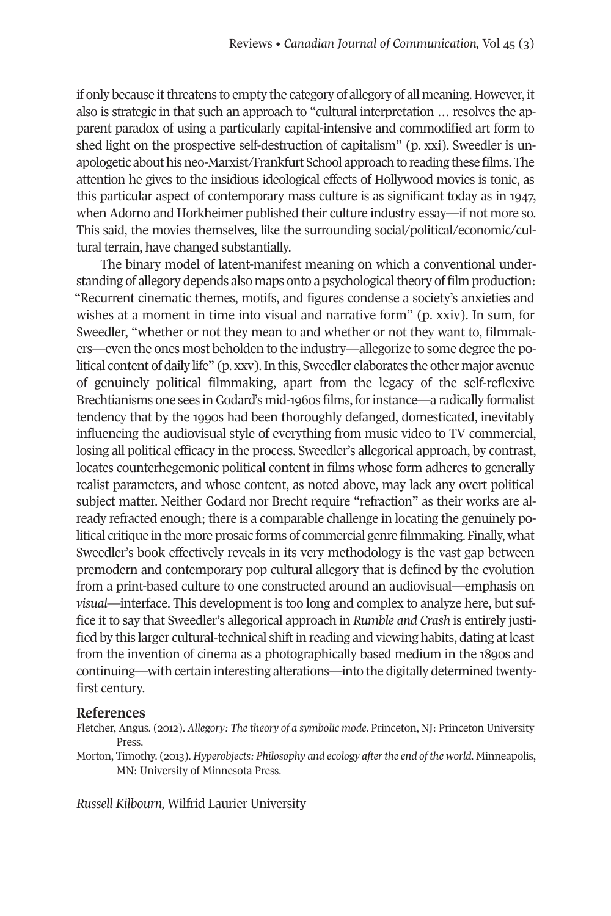if only because it threatens to empty the category of allegory of all meaning. However, it also is strategic in that such an approach to "cultural interpretation … resolves the apparent paradox of using a particularly capital-intensive and commodified art form to shed light on the prospective self-destruction of capitalism" (p. xxi). Sweedler is unapologetic about his neo-Marxist/Frankfurt School approach to reading these films. The attention he gives to the insidious ideological effects of Hollywood movies is tonic, as this particular aspect of contemporary mass culture is as significant today as in 1947, when Adorno and Horkheimer published their culture industry essay—if not more so. This said, the movies themselves, like the surrounding social/political/economic/cultural terrain, have changed substantially.

The binary model of latent-manifest meaning on which a conventional understanding of allegory depends also maps onto a psychological theory of film production: "Recurrent cinematic themes, motifs, and figures condense a society's anxieties and wishes at a moment in time into visual and narrative form" (p. xxiv). In sum, for Sweedler, "whether or not they mean to and whether or not they want to, filmmakers—even the ones most beholden to the industry—allegorize to some degree the political content of daily life" (p. xxv). In this, Sweedler elaborates the other major avenue of genuinely political filmmaking, apart from the legacy of the self-reflexive Brechtianisms one sees in Godard's mid-1960s films, for instance—a radically formalist tendency that by the 1990s had been thoroughly defanged, domesticated, inevitably influencing the audiovisual style of everything from music video to TV commercial, losing all political efficacy in the process. Sweedler's allegorical approach, by contrast, locates counterhegemonic political content in films whose form adheres to generally realist parameters, and whose content, as noted above, may lack any overt political subject matter. Neither Godard nor Brecht require "refraction" as their works are already refracted enough; there is a comparable challenge in locating the genuinely political critique in the more prosaic forms of commercial genre filmmaking. Finally, what Sweedler's book effectively reveals in its very methodology is the vast gap between premodern and contemporary pop cultural allegory that is defined by the evolution from a print-based culture to one constructed around an audiovisual—emphasis on *visual*—interface. This development is too long and complex to analyze here, but suffice it to say that Sweedler's allegorical approach in *Rumble and Crash* is entirely justified by this larger cultural-technical shift in reading and viewing habits, dating at least from the invention of cinema as a photographically based medium in the 1890s and continuing—with certain interesting alterations—into the digitally determined twenty-first century.

## References

Fletcher, Angus. (2012). *Allegory: The theory of a symbolic mode*. Princeton, NJ: Princeton University Press.

Morton, Timothy. (2013). *Hyperobjects: Philosophy and ecology after the end of the world*. Minneapolis, MN: University of Minnesota Press.

*Russell Kilbourn,* Wilfrid Laurier University